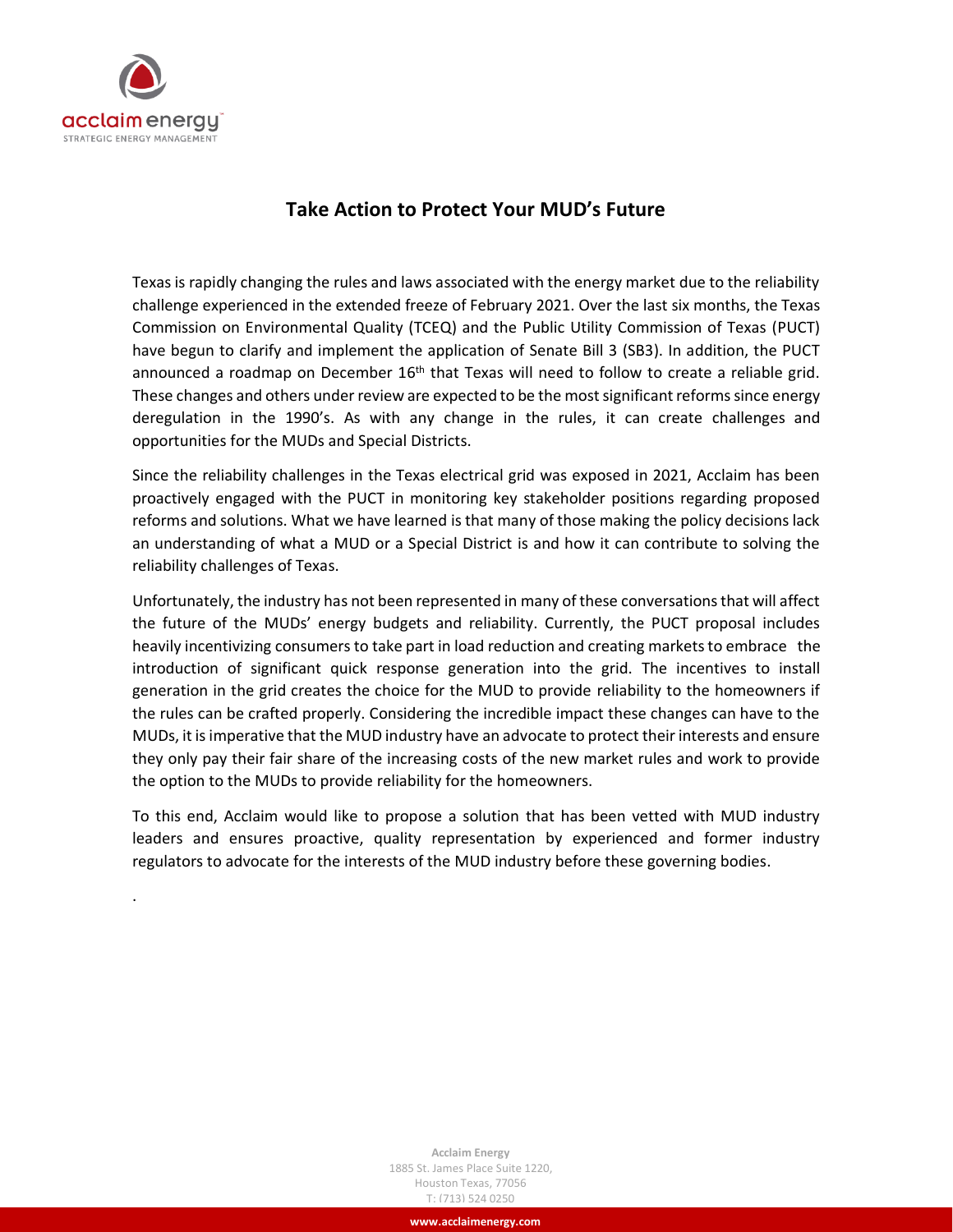# Take Action to Protect Your MUD's Future

Texas is rapidly changing the rules and laws associated with the energy market due to the reliability challenge experienced in the extended freeze of February 2021. Over the last six months, the Texas Commission on Environmental Quality (TCEQ) and the Public Utility Commission of Texas (PUCT) have begun to clarify and implement the application of Senate Bill 3 (SB3). In addition, the PUCT announced a roadmap on December 16th that Texas will need to follow to create a reliable grid. These changes and others under review are expected to be the most significant reforms since energy deregulation in the 1990's. As with any change in the rules, it can create challenges and opportunities for the MUDs and Special Districts.

Since the reliability challenges in the Texas electrical grid was exposed in 2021, Acclaim has been proactively engaged with the PUCT in monitoring key stakeholder positions regarding proposed reforms and solutions. What we have learned is that many of those making the policy decisions lack an understanding of what a MUD or a Special District is and how it can contribute to solving the reliability challenges of Texas.

Unfortunately, the industry has not been represented in many of these conversations that will affect the future of the MUDs' energy budgets and reliability. Currently, the PUCT proposal includes heavily incentivizing consumers to take part in load reduction and creating markets to embrace the introduction of significant quick response generation into the grid. The incentives to install generation in the grid creates the choice for the MUD to provide reliability to the homeowners if the rules can be crafted properly. Considering the incredible impact these changes can have to the MUDs, it is imperative that the MUD industry have an advocate to protect their interests and ensure they only pay their fair share of the increasing costs of the new market rules and work to provide the option to the MUDs to provide reliability for the homeowners.

To this end, Acclaim would like to propose a solution that has been vetted with MUD industry leaders and ensures proactive, quality representation by experienced and former industry regulators to advocate for the interests of the MUD industry before these governing bodies.

.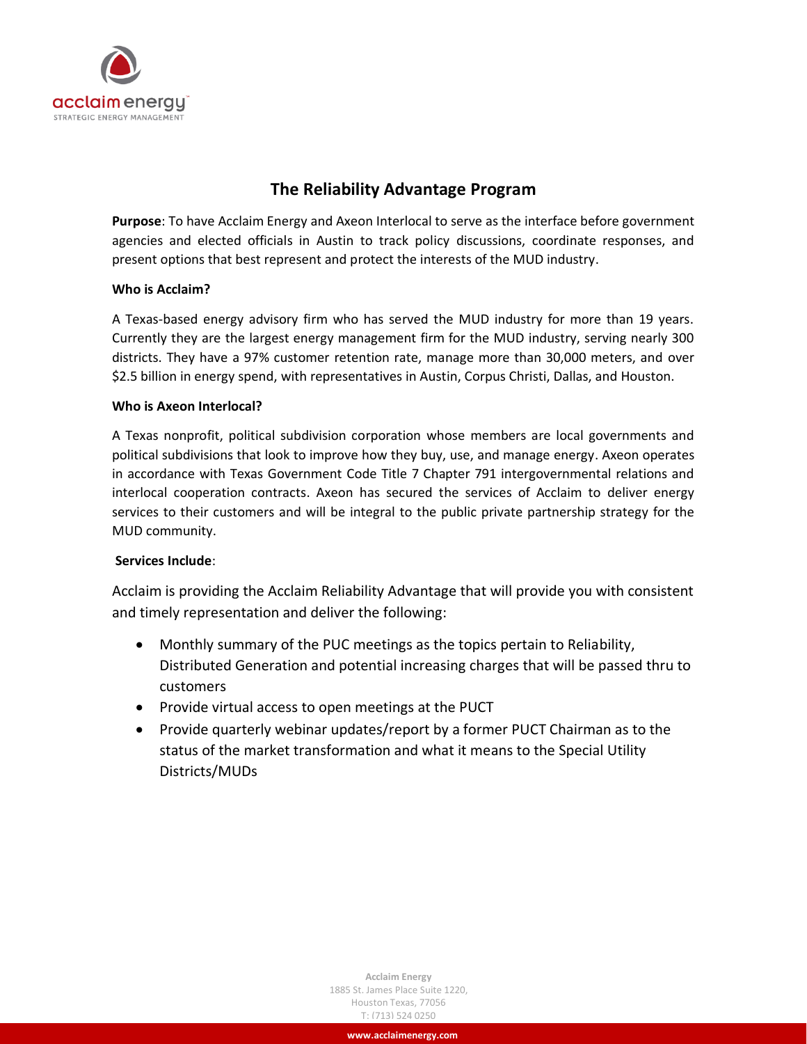# The Reliability Advantage Program

**Purpose**: To have Acclaim Energy and Axeon Interlocal to serve as the interface before government agencies and elected officials in Austin to track policy discussions, coordinate responses, and present options that best represent and protect the interests of the MUD industry.

**Who is Acclaim?**

A Texas-based energy advisory firm who has served the MUD industry for more than 19 years. Currently they are the largest energy management firm for the MUD industry, serving nearly 300 districts. They have a 97% customer retention rate, manage more than 30,000 meters, and over $2.5 billion in energy spend, with representatives in Austin, Corpus Christi, Dallas, and Houston.

**Who is Axeon Interlocal?**

A Texas nonprofit, political subdivision corporation whose members are local governments and political subdivisions that look to improve how they buy, use, and manage energy. Axeon operates in accordance with Texas Government Code Title 7 Chapter 791 intergovernmental relations and interlocal cooperation contracts. Axeon has secured the services of Acclaim to deliver energy services to their customers and will be integral to the public private partnership strategy for the MUD community.

**Services Include**:

Acclaim is providing the Acclaim Reliability Advantage that will provide you with consistent and timely representation and deliver the following:

- Monthly summary of the PUC meetings as the topics pertain to Reliability, Distributed Generation and potential increasing charges that will be passed thru to customers
- Provide virtual access to open meetings at the PUCT
- Provide quarterly webinar updates/report by a former PUCT Chairman as to the status of the market transformation and what it means to the Special Utility Districts/MUDs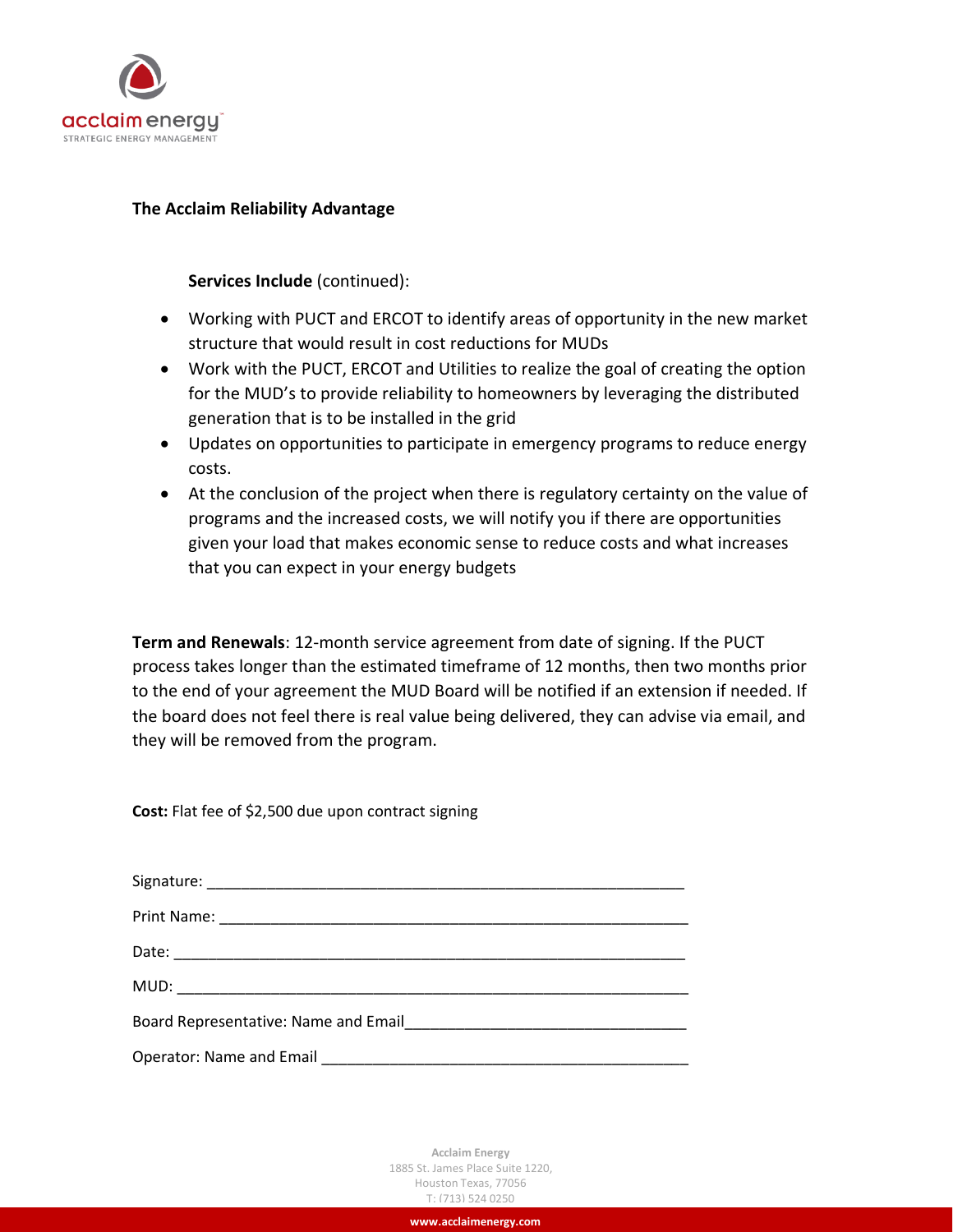**The Acclaim Reliability Advantage**

**Services Include** (continued):

- Working with PUCT and ERCOT to identify areas of opportunity in the new market structure that would result in cost reductions for MUDs
- Work with the PUCT, ERCOT and Utilities to realize the goal of creating the option for the MUD's to provide reliability to homeowners by leveraging the distributed generation that is to be installed in the grid
- Updates on opportunities to participate in emergency programs to reduce energy costs.
- At the conclusion of the project when there is regulatory certainty on the value of programs and the increased costs, we will notify you if there are opportunities given your load that makes economic sense to reduce costs and what increases that you can expect in your energy budgets

**Term and Renewals**: 12-month service agreement from date of signing. If the PUCT process takes longer than the estimated timeframe of 12 months, then two months prior to the end of your agreement the MUD Board will be notified if an extension if needed. If the board does not feel there is real value being delivered, they can advise via email, and they will be removed from the program.

**Cost:** Flat fee of $2,500 due upon contract signing

Signature: ___________________________________________________________

Print Name: __________________________________________________________

Date: ________________________________________________________________

MUD: ________________________________________________________________

Board Representative: Name and Email_________________________________

Operator: Name and Email _____________________________________________

Acclaim Energy
1885 St. James Place Suite 1220,
Houston Texas, 77056
T: (713) 524 0250

www.acclaimenergy.com